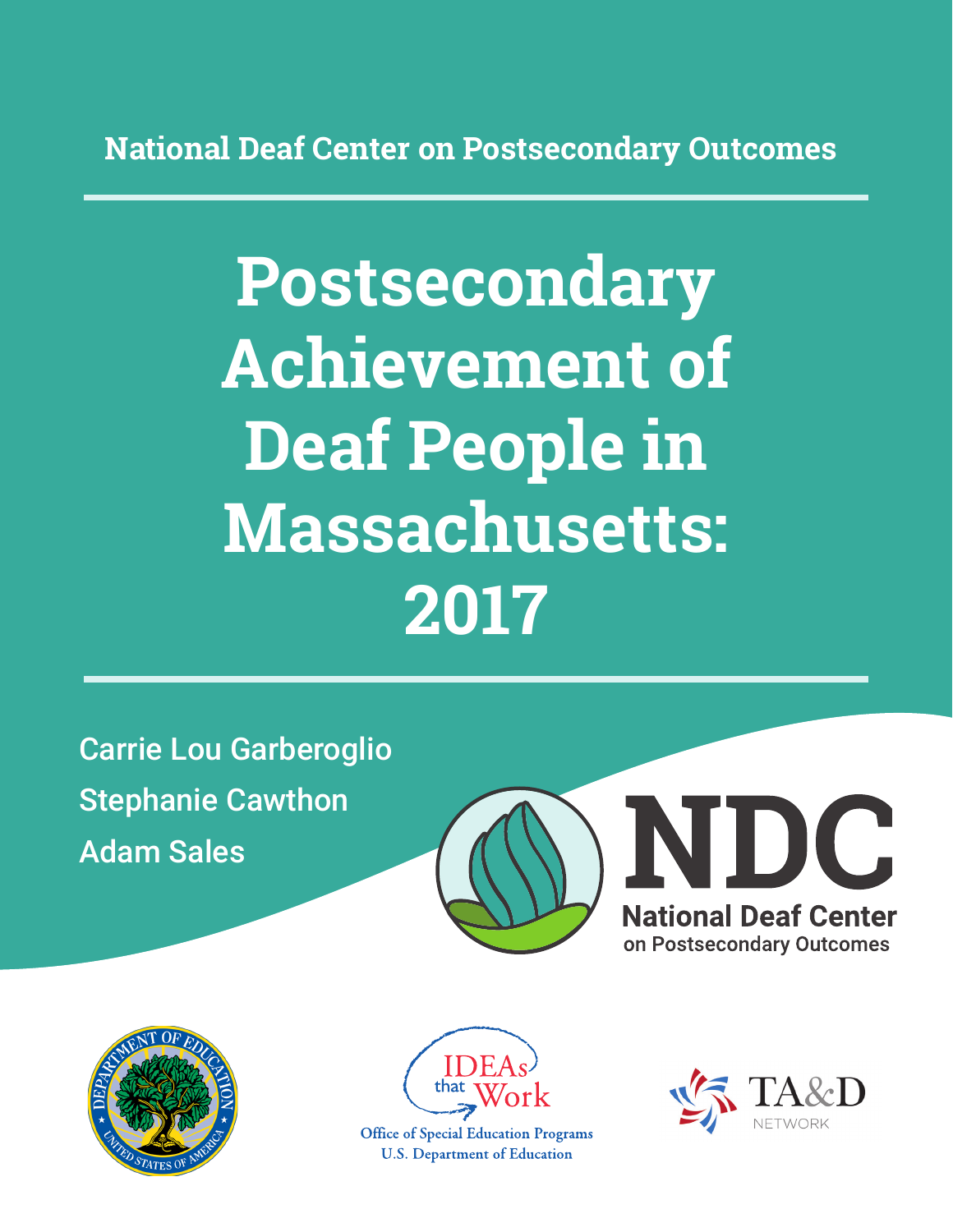National Deaf Center on Postsecondary Outcomes

# Postsecondary Achievement of Deaf People in Massachusetts: 2017

Carrie Lou Garberoglio

Stephanie Cawthon

Adam Sales

NDC

National Deaf Center on Postsecondary Outcomes

IDEAs that Work

Office of Special Education Programs

U.S. Department of Education

TA&D NETWORK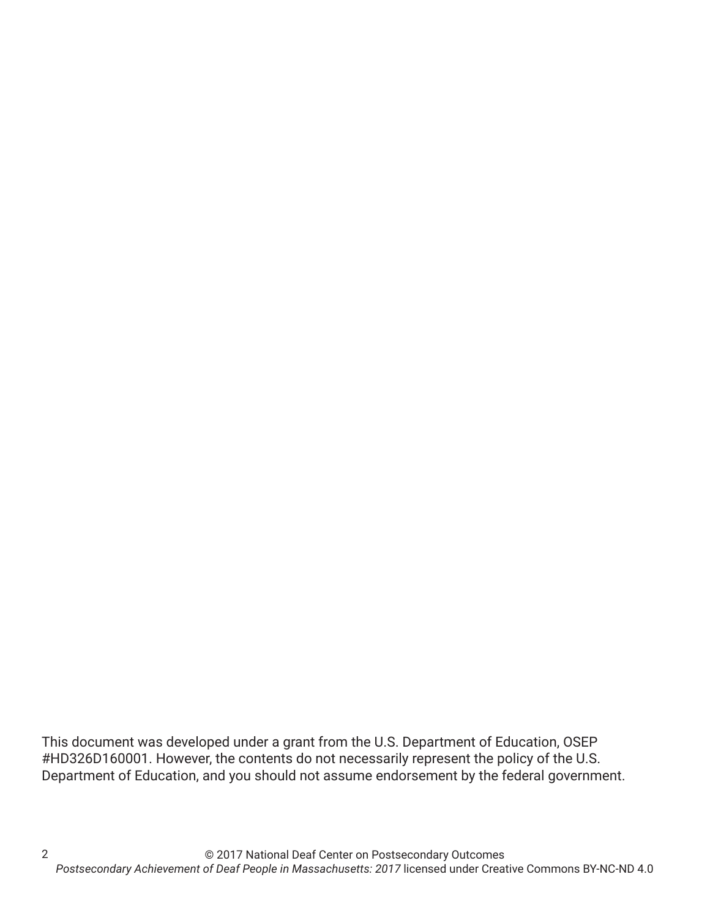This document was developed under a grant from the U.S. Department of Education, OSEP #HD326D160001. However, the contents do not necessarily represent the policy of the U.S. Department of Education, and you should not assume endorsement by the federal government.

© 2017 National Deaf Center on Postsecondary Outcomes
*Postsecondary Achievement of Deaf People in Massachusetts: 2017* licensed under Creative Commons BY-NC-ND 4.0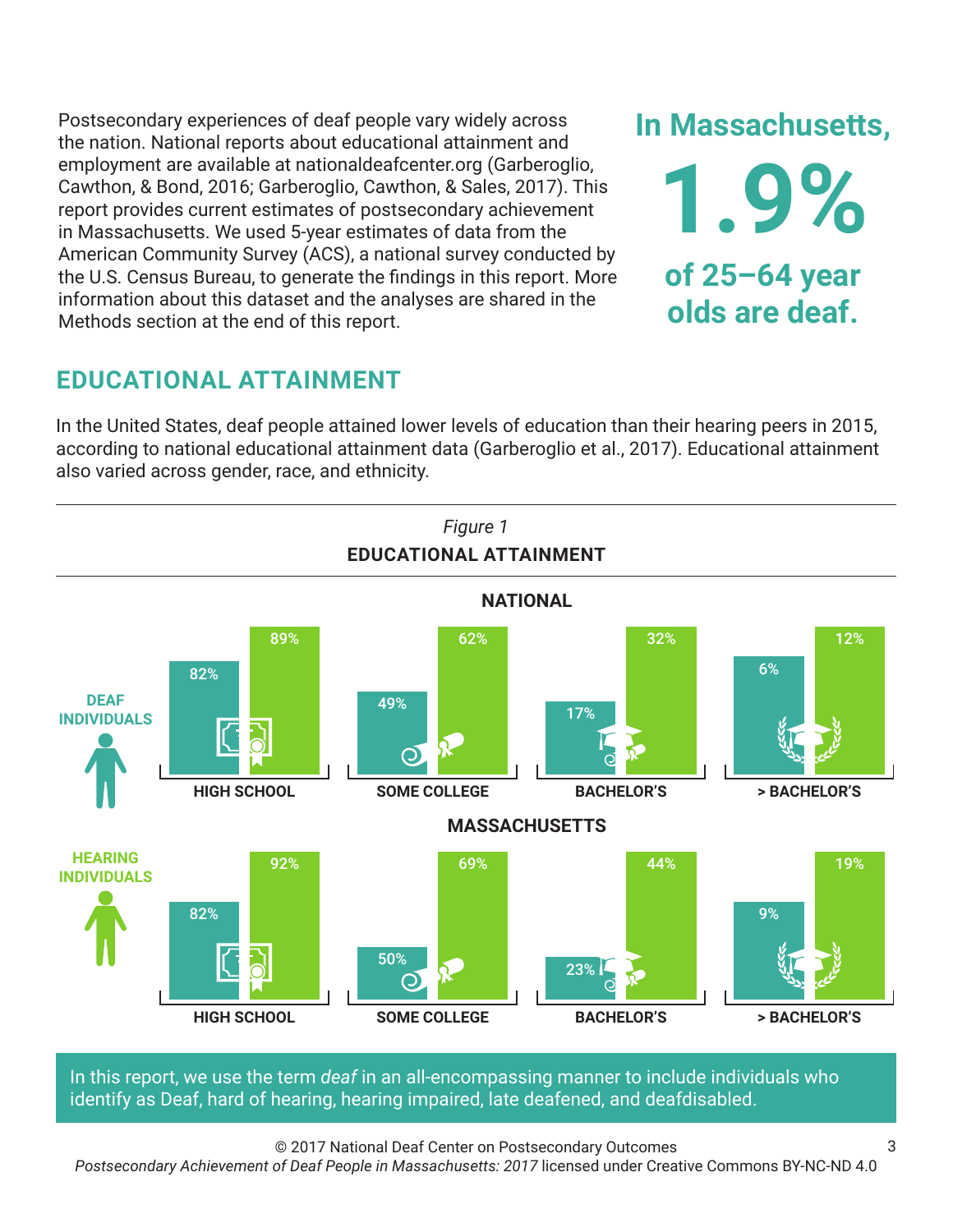Postsecondary experiences of deaf people vary widely across the nation. National reports about educational attainment and employment are available at nationaldeafcenter.org (Garberoglio, Cawthon, & Bond, 2016; Garberoglio, Cawthon, & Sales, 2017). This report provides current estimates of postsecondary achievement in Massachusetts. We used 5-year estimates of data from the American Community Survey (ACS), a national survey conducted by the U.S. Census Bureau, to generate the findings in this report. More information about this dataset and the analyses are shared in the Methods section at the end of this report.

**In Massachusetts, 1.9% of 25–64 year olds are deaf.**

## EDUCATIONAL ATTAINMENT

In the United States, deaf people attained lower levels of education than their hearing peers in 2015, according to national educational attainment data (Garberoglio et al., 2017). Educational attainment also varied across gender, race, and ethnicity.

*Figure 1*

**EDUCATIONAL ATTAINMENT**

**NATIONAL**

| | HIGH SCHOOL | SOME COLLEGE | BACHELOR'S | > BACHELOR'S |
|---|---|---|---|---|
| DEAF INDIVIDUALS | 82% | 49% | 17% | 6% |
| HEARING INDIVIDUALS | 89% | 62% | 32% | 12% |

**MASSACHUSETTS**

| | HIGH SCHOOL | SOME COLLEGE | BACHELOR'S | > BACHELOR'S |
|---|---|---|---|---|
| DEAF INDIVIDUALS | 82% | 50% | 23% | 9% |
| HEARING INDIVIDUALS | 92% | 69% | 44% | 19% |

In this report, we use the term *deaf* in an all-encompassing manner to include individuals who identify as Deaf, hard of hearing, hearing impaired, late deafened, and deafdisabled.

© 2017 National Deaf Center on Postsecondary Outcomes
*Postsecondary Achievement of Deaf People in Massachusetts: 2017* licensed under Creative Commons BY-NC-ND 4.0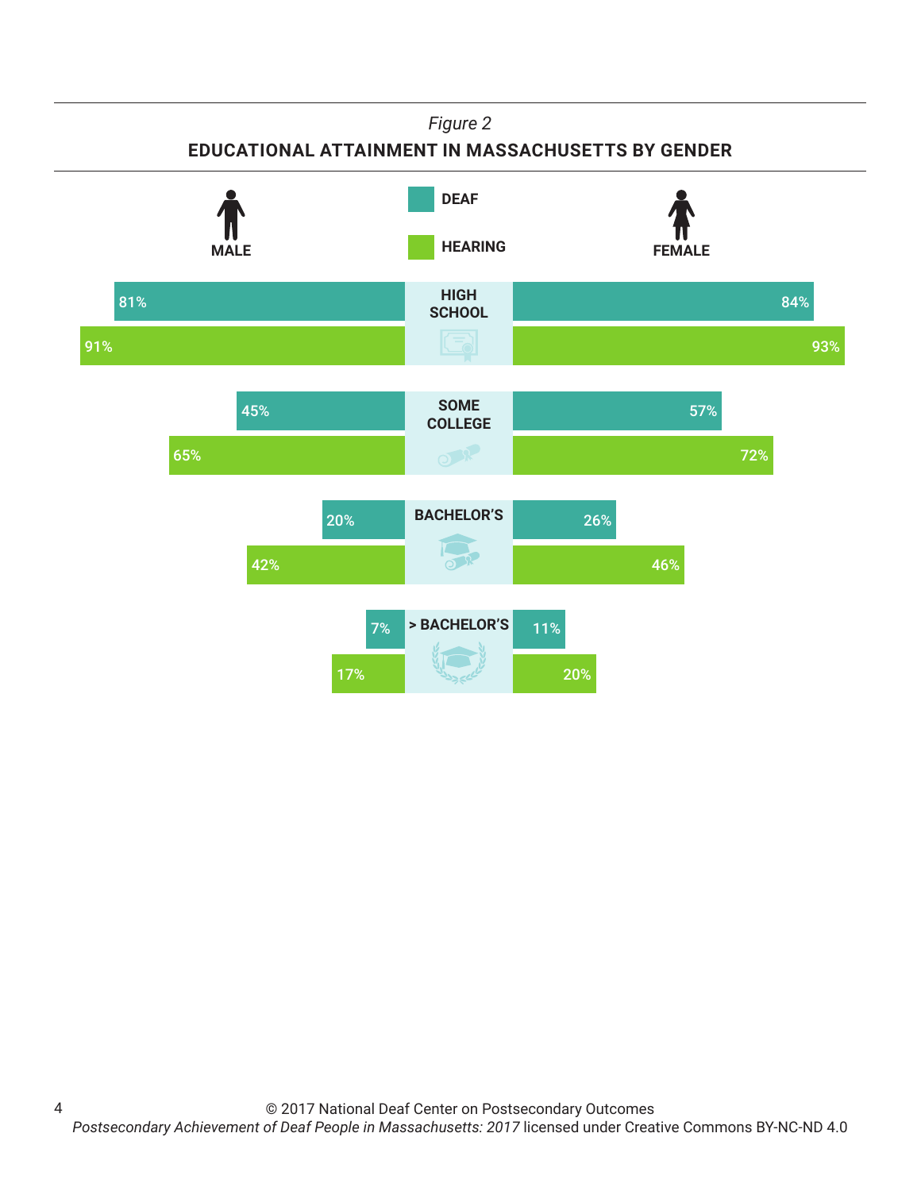*Figure 2*

**EDUCATIONAL ATTAINMENT IN MASSACHUSETTS BY GENDER**

| | Male | Female |
|---|---|---|
| **High School** | | |
| Deaf | 81% | 84% |
| Hearing | 91% | 93% |
| **Some College** | | |
| Deaf | 45% | 57% |
| Hearing | 65% | 72% |
| **Bachelor's** | | |
| Deaf | 20% | 26% |
| Hearing | 42% | 46% |
| **> Bachelor's** | | |
| Deaf | 7% | 11% |
| Hearing | 17% | 20% |

© 2017 National Deaf Center on Postsecondary Outcomes
*Postsecondary Achievement of Deaf People in Massachusetts: 2017* licensed under Creative Commons BY-NC-ND 4.0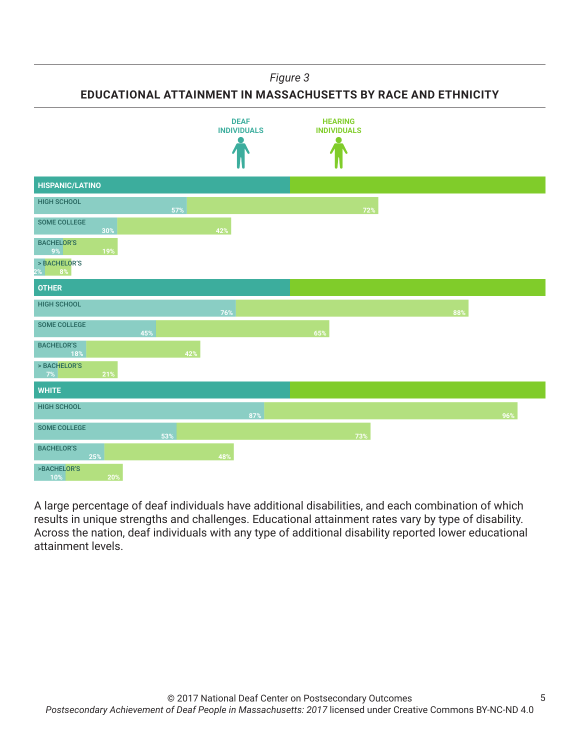*Figure 3*

**EDUCATIONAL ATTAINMENT IN MASSACHUSETTS BY RACE AND ETHNICITY**

| | DEAF INDIVIDUALS | HEARING INDIVIDUALS |
|---|---|---|
| **HISPANIC/LATINO** | | |
| HIGH SCHOOL | 57% | 72% |
| SOME COLLEGE | 30% | 42% |
| BACHELOR'S | 9% | 19% |
| > BACHELOR'S | 2% | 8% |
| **OTHER** | | |
| HIGH SCHOOL | 76% | 88% |
| SOME COLLEGE | 45% | 65% |
| BACHELOR'S | 18% | 42% |
| > BACHELOR'S | 7% | 21% |
| **WHITE** | | |
| HIGH SCHOOL | 87% | 96% |
| SOME COLLEGE | 53% | 73% |
| BACHELOR'S | 25% | 48% |
| >BACHELOR'S | 10% | 20% |

A large percentage of deaf individuals have additional disabilities, and each combination of which results in unique strengths and challenges. Educational attainment rates vary by type of disability. Across the nation, deaf individuals with any type of additional disability reported lower educational attainment levels.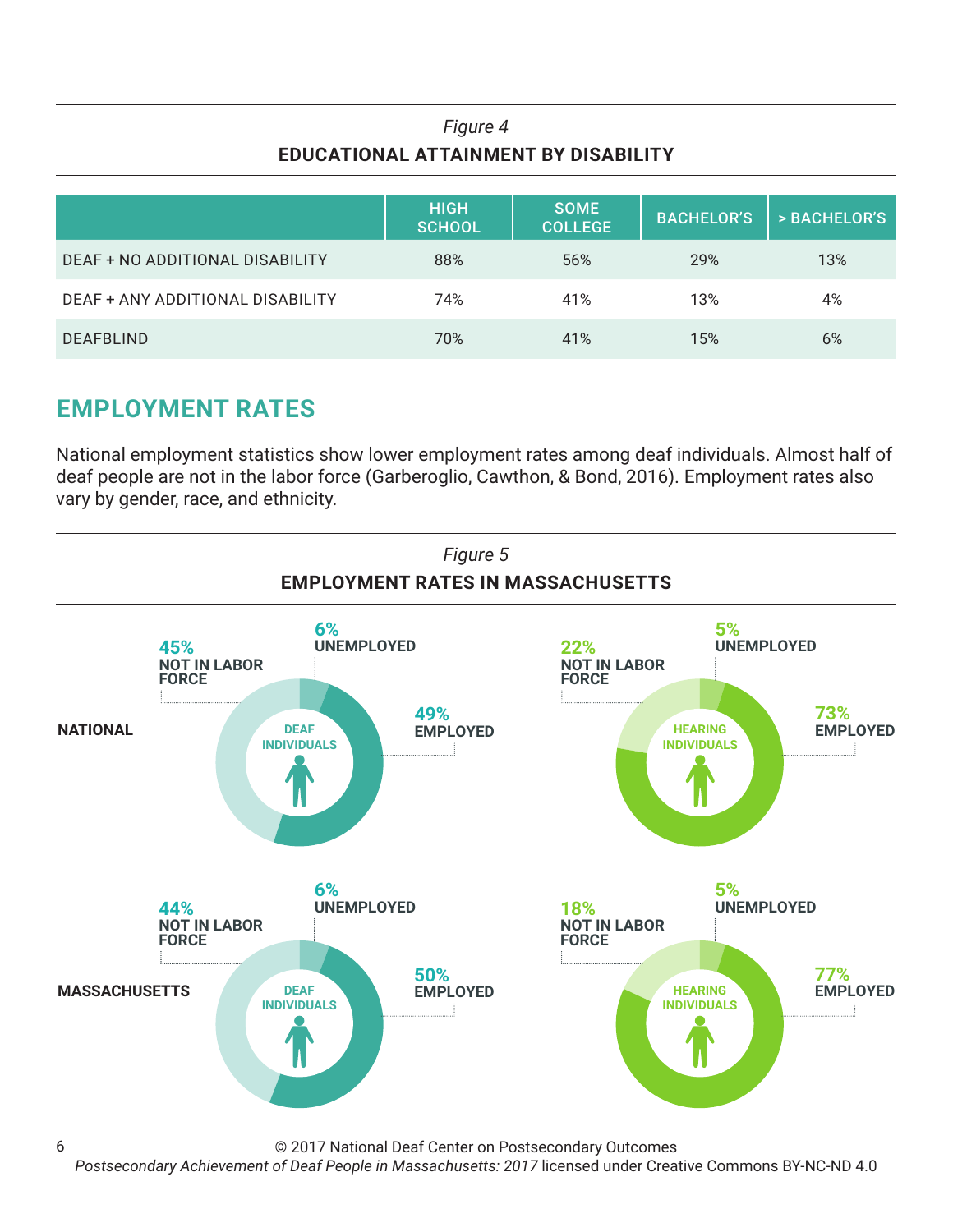*Figure 4*

**EDUCATIONAL ATTAINMENT BY DISABILITY**

| | HIGH SCHOOL | SOME COLLEGE | BACHELOR'S | > BACHELOR'S |
|---|---|---|---|---|
| DEAF + NO ADDITIONAL DISABILITY | 88% | 56% | 29% | 13% |
| DEAF + ANY ADDITIONAL DISABILITY | 74% | 41% | 13% | 4% |
| DEAFBLIND | 70% | 41% | 15% | 6% |

## EMPLOYMENT RATES

National employment statistics show lower employment rates among deaf individuals. Almost half of deaf people are not in the labor force (Garberoglio, Cawthon, & Bond, 2016). Employment rates also vary by gender, race, and ethnicity.

*Figure 5*

**EMPLOYMENT RATES IN MASSACHUSETTS**

| | | EMPLOYED | UNEMPLOYED | NOT IN LABOR FORCE |
|---|---|---|---|---|
| NATIONAL | DEAF INDIVIDUALS | 49% | 6% | 45% |
| NATIONAL | HEARING INDIVIDUALS | 73% | 5% | 22% |
| MASSACHUSETTS | DEAF INDIVIDUALS | 50% | 6% | 44% |
| MASSACHUSETTS | HEARING INDIVIDUALS | 77% | 5% | 18% |

© 2017 National Deaf Center on Postsecondary Outcomes
*Postsecondary Achievement of Deaf People in Massachusetts: 2017* licensed under Creative Commons BY-NC-ND 4.0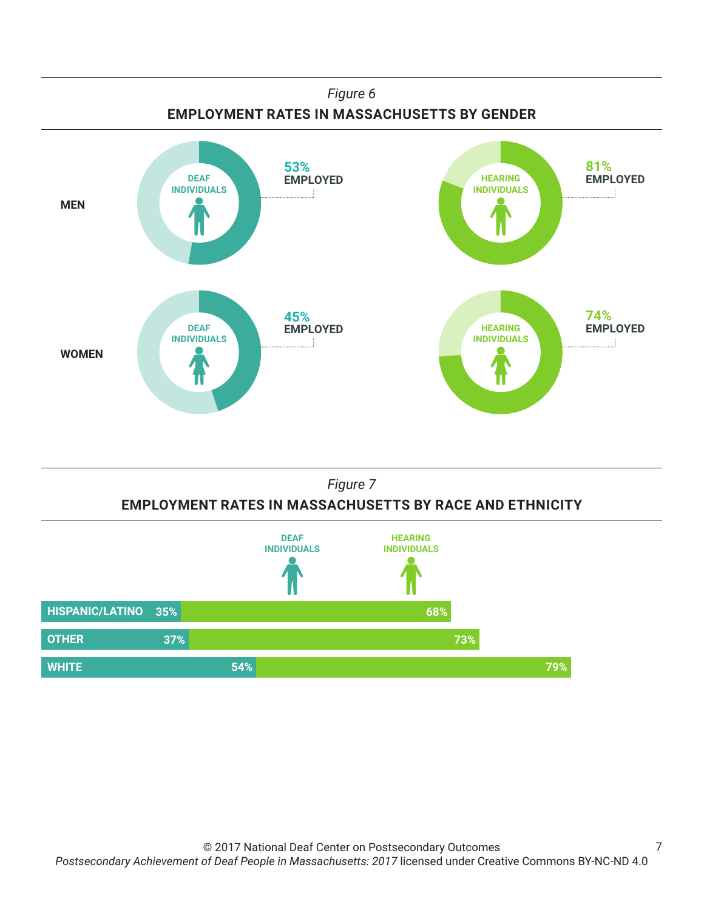*Figure 6*

**EMPLOYMENT RATES IN MASSACHUSETTS BY GENDER**

| | Deaf Individuals | Hearing Individuals |
|---|---|---|
| MEN | 53% EMPLOYED | 81% EMPLOYED |
| WOMEN | 45% EMPLOYED | 74% EMPLOYED |

*Figure 7*

**EMPLOYMENT RATES IN MASSACHUSETTS BY RACE AND ETHNICITY**

| | Deaf Individuals | Hearing Individuals |
|---|---|---|
| HISPANIC/LATINO | 35% | 68% |
| OTHER | 37% | 73% |
| WHITE | 54% | 79% |

© 2017 National Deaf Center on Postsecondary Outcomes
*Postsecondary Achievement of Deaf People in Massachusetts: 2017* licensed under Creative Commons BY-NC-ND 4.0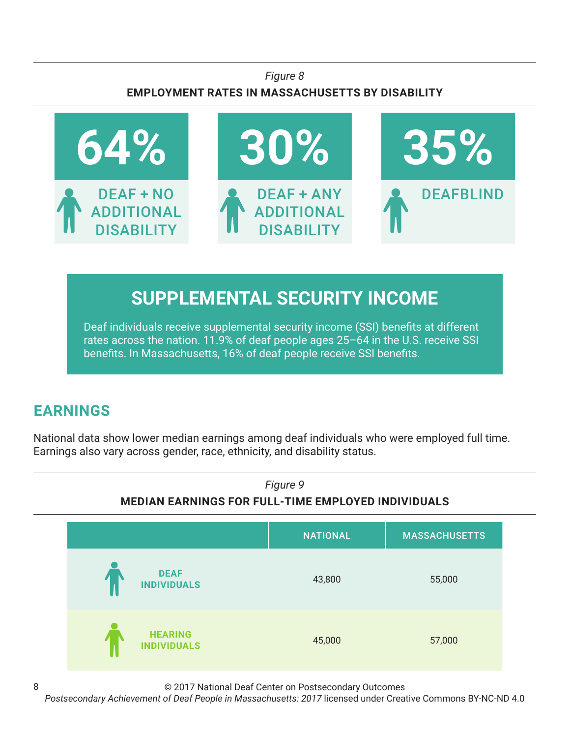*Figure 8*

**EMPLOYMENT RATES IN MASSACHUSETTS BY DISABILITY**

| 64% | 30% | 35% |
|---|---|---|
| DEAF + NO ADDITIONAL DISABILITY | DEAF + ANY ADDITIONAL DISABILITY | DEAFBLIND |

## SUPPLEMENTAL SECURITY INCOME

Deaf individuals receive supplemental security income (SSI) benefits at different rates across the nation. 11.9% of deaf people ages 25–64 in the U.S. receive SSI benefits. In Massachusetts, 16% of deaf people receive SSI benefits.

## EARNINGS

National data show lower median earnings among deaf individuals who were employed full time. Earnings also vary across gender, race, ethnicity, and disability status.

*Figure 9*

**MEDIAN EARNINGS FOR FULL-TIME EMPLOYED INDIVIDUALS**

| | NATIONAL | MASSACHUSETTS |
|---|---|---|
| DEAF INDIVIDUALS | 43,800 | 55,000 |
| HEARING INDIVIDUALS | 45,000 | 57,000 |

© 2017 National Deaf Center on Postsecondary Outcomes
*Postsecondary Achievement of Deaf People in Massachusetts: 2017* licensed under Creative Commons BY-NC-ND 4.0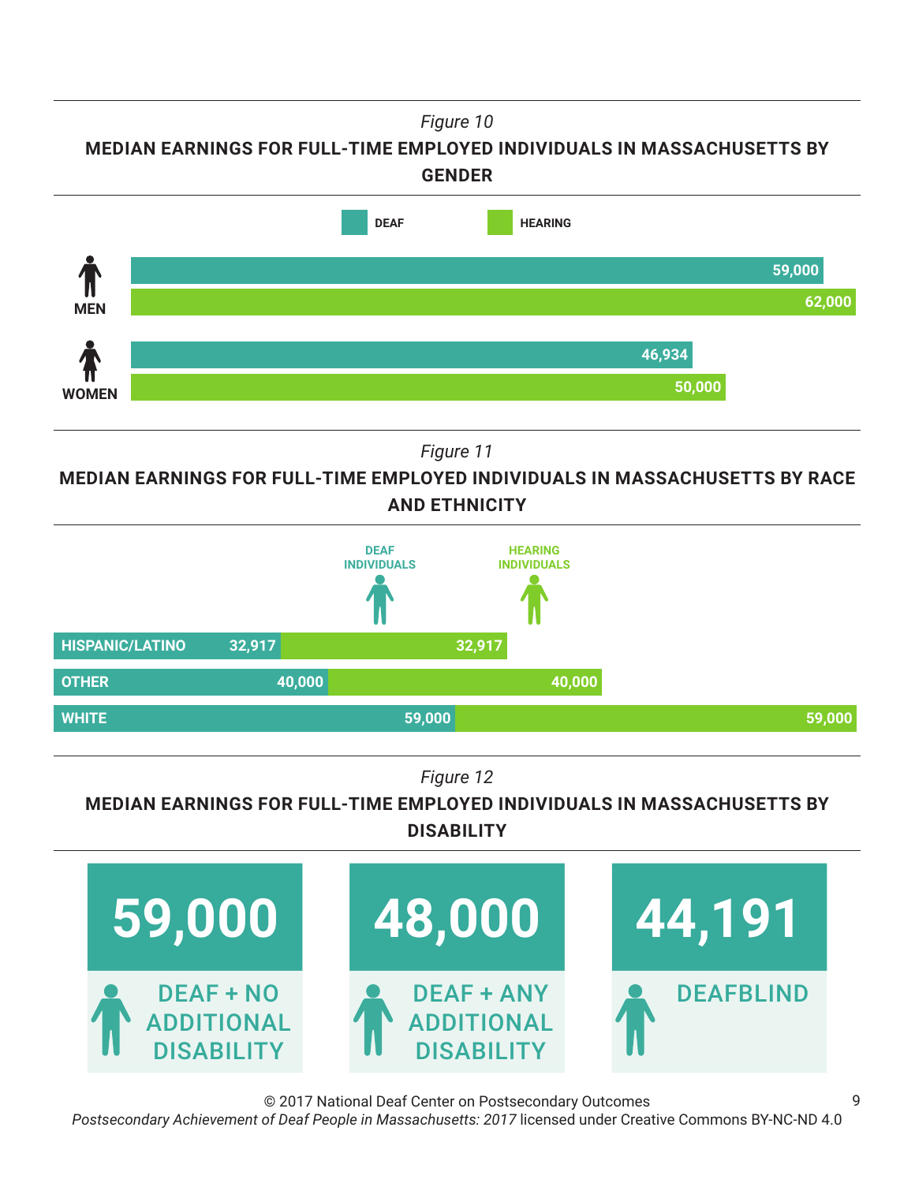*Figure 10*

**MEDIAN EARNINGS FOR FULL-TIME EMPLOYED INDIVIDUALS IN MASSACHUSETTS BY GENDER**

| | DEAF | HEARING |
|---|---|---|
| MEN | 59,000 | 62,000 |
| WOMEN | 46,934 | 50,000 |

*Figure 11*

**MEDIAN EARNINGS FOR FULL-TIME EMPLOYED INDIVIDUALS IN MASSACHUSETTS BY RACE AND ETHNICITY**

| | DEAF INDIVIDUALS | HEARING INDIVIDUALS |
|---|---|---|
| HISPANIC/LATINO | 32,917 | 32,917 |
| OTHER | 40,000 | 40,000 |
| WHITE | 59,000 | 59,000 |

*Figure 12*

**MEDIAN EARNINGS FOR FULL-TIME EMPLOYED INDIVIDUALS IN MASSACHUSETTS BY DISABILITY**

| DEAF + NO ADDITIONAL DISABILITY | DEAF + ANY ADDITIONAL DISABILITY | DEAFBLIND |
|---|---|---|
| 59,000 | 48,000 | 44,191 |

© 2017 National Deaf Center on Postsecondary Outcomes
*Postsecondary Achievement of Deaf People in Massachusetts: 2017* licensed under Creative Commons BY-NC-ND 4.0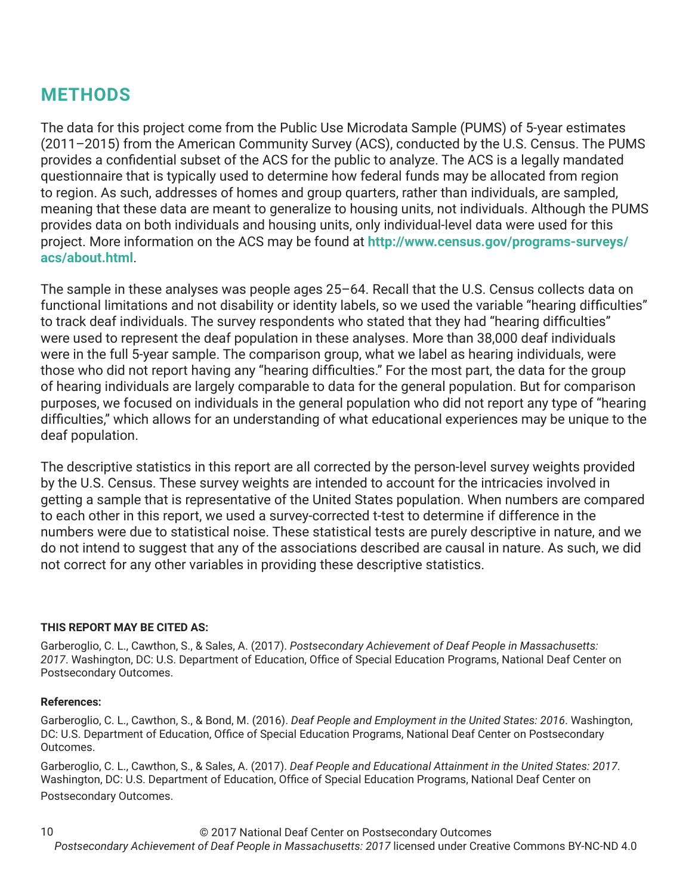## METHODS

The data for this project come from the Public Use Microdata Sample (PUMS) of 5-year estimates (2011–2015) from the American Community Survey (ACS), conducted by the U.S. Census. The PUMS provides a confidential subset of the ACS for the public to analyze. The ACS is a legally mandated questionnaire that is typically used to determine how federal funds may be allocated from region to region. As such, addresses of homes and group quarters, rather than individuals, are sampled, meaning that these data are meant to generalize to housing units, not individuals. Although the PUMS provides data on both individuals and housing units, only individual-level data were used for this project. More information on the ACS may be found at **http://www.census.gov/programs-surveys/acs/about.html**.

The sample in these analyses was people ages 25–64. Recall that the U.S. Census collects data on functional limitations and not disability or identity labels, so we used the variable "hearing difficulties" to track deaf individuals. The survey respondents who stated that they had "hearing difficulties" were used to represent the deaf population in these analyses. More than 38,000 deaf individuals were in the full 5-year sample. The comparison group, what we label as hearing individuals, were those who did not report having any "hearing difficulties." For the most part, the data for the group of hearing individuals are largely comparable to data for the general population. But for comparison purposes, we focused on individuals in the general population who did not report any type of "hearing difficulties," which allows for an understanding of what educational experiences may be unique to the deaf population.

The descriptive statistics in this report are all corrected by the person-level survey weights provided by the U.S. Census. These survey weights are intended to account for the intricacies involved in getting a sample that is representative of the United States population. When numbers are compared to each other in this report, we used a survey-corrected t-test to determine if difference in the numbers were due to statistical noise. These statistical tests are purely descriptive in nature, and we do not intend to suggest that any of the associations described are causal in nature. As such, we did not correct for any other variables in providing these descriptive statistics.

**THIS REPORT MAY BE CITED AS:**

Garberoglio, C. L., Cawthon, S., & Sales, A. (2017). *Postsecondary Achievement of Deaf People in Massachusetts: 2017*. Washington, DC: U.S. Department of Education, Office of Special Education Programs, National Deaf Center on Postsecondary Outcomes.

**References:**

Garberoglio, C. L., Cawthon, S., & Bond, M. (2016). *Deaf People and Employment in the United States: 2016*. Washington, DC: U.S. Department of Education, Office of Special Education Programs, National Deaf Center on Postsecondary Outcomes.

Garberoglio, C. L., Cawthon, S., & Sales, A. (2017). *Deaf People and Educational Attainment in the United States: 2017*. Washington, DC: U.S. Department of Education, Office of Special Education Programs, National Deaf Center on Postsecondary Outcomes.

© 2017 National Deaf Center on Postsecondary Outcomes
*Postsecondary Achievement of Deaf People in Massachusetts: 2017* licensed under Creative Commons BY-NC-ND 4.0